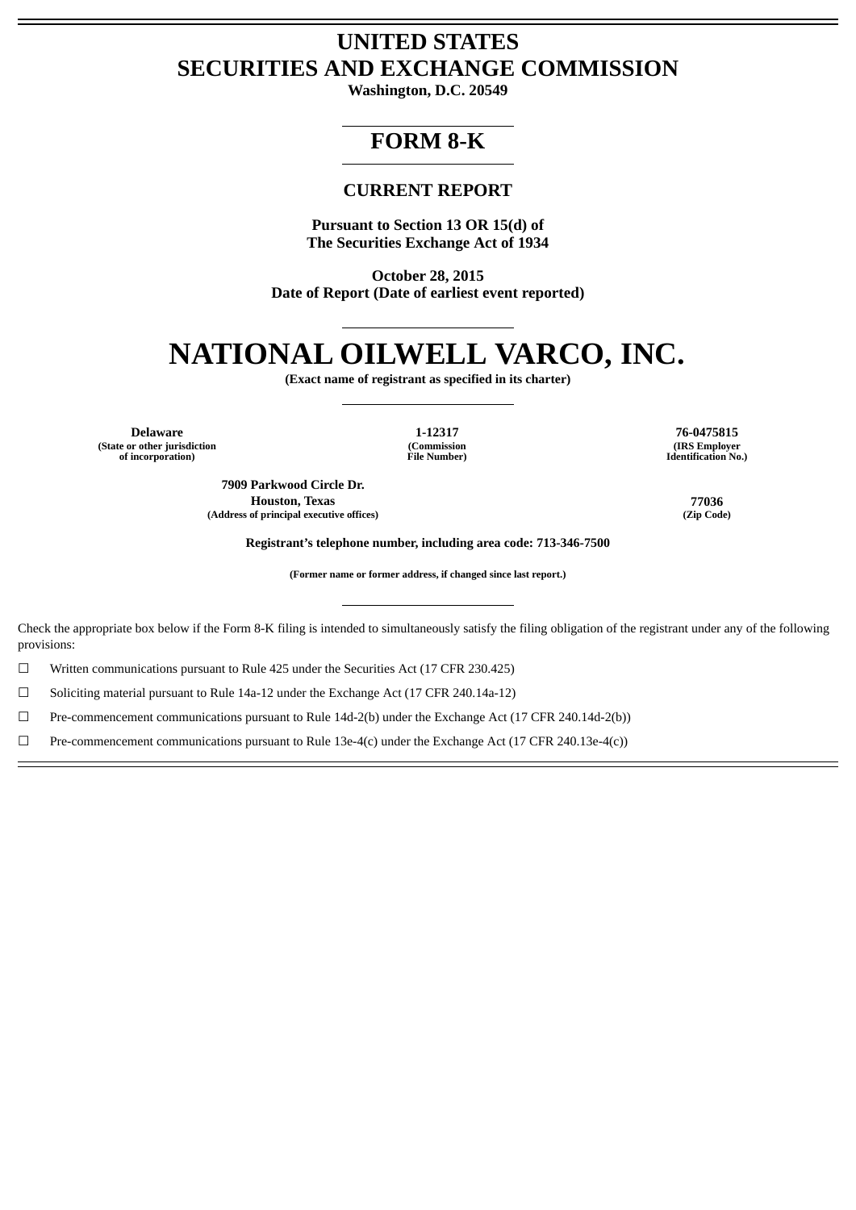# UNITED STATES
# SECURITIES AND EXCHANGE COMMISSION

**Washington, D.C. 20549**

---

# FORM 8-K

---

## CURRENT REPORT

**Pursuant to Section 13 OR 15(d) of**
**The Securities Exchange Act of 1934**

**October 28, 2015**
**Date of Report (Date of earliest event reported)**

---

# NATIONAL OILWELL VARCO, INC.

**(Exact name of registrant as specified in its charter)**

---

| Delaware | 1-12317 | 76-0475815 |
|---|---|---|
| (State or other jurisdiction of incorporation) | (Commission File Number) | (IRS Employer Identification No.) |

| 7909 Parkwood Circle Dr. Houston, Texas | 77036 |
|---|---|
| (Address of principal executive offices) | (Zip Code) |

**Registrant's telephone number, including area code: 713-346-7500**

**(Former name or former address, if changed since last report.)**

---

Check the appropriate box below if the Form 8-K filing is intended to simultaneously satisfy the filing obligation of the registrant under any of the following provisions:

☐ Written communications pursuant to Rule 425 under the Securities Act (17 CFR 230.425)

☐ Soliciting material pursuant to Rule 14a-12 under the Exchange Act (17 CFR 240.14a-12)

☐ Pre-commencement communications pursuant to Rule 14d-2(b) under the Exchange Act (17 CFR 240.14d-2(b))

☐ Pre-commencement communications pursuant to Rule 13e-4(c) under the Exchange Act (17 CFR 240.13e-4(c))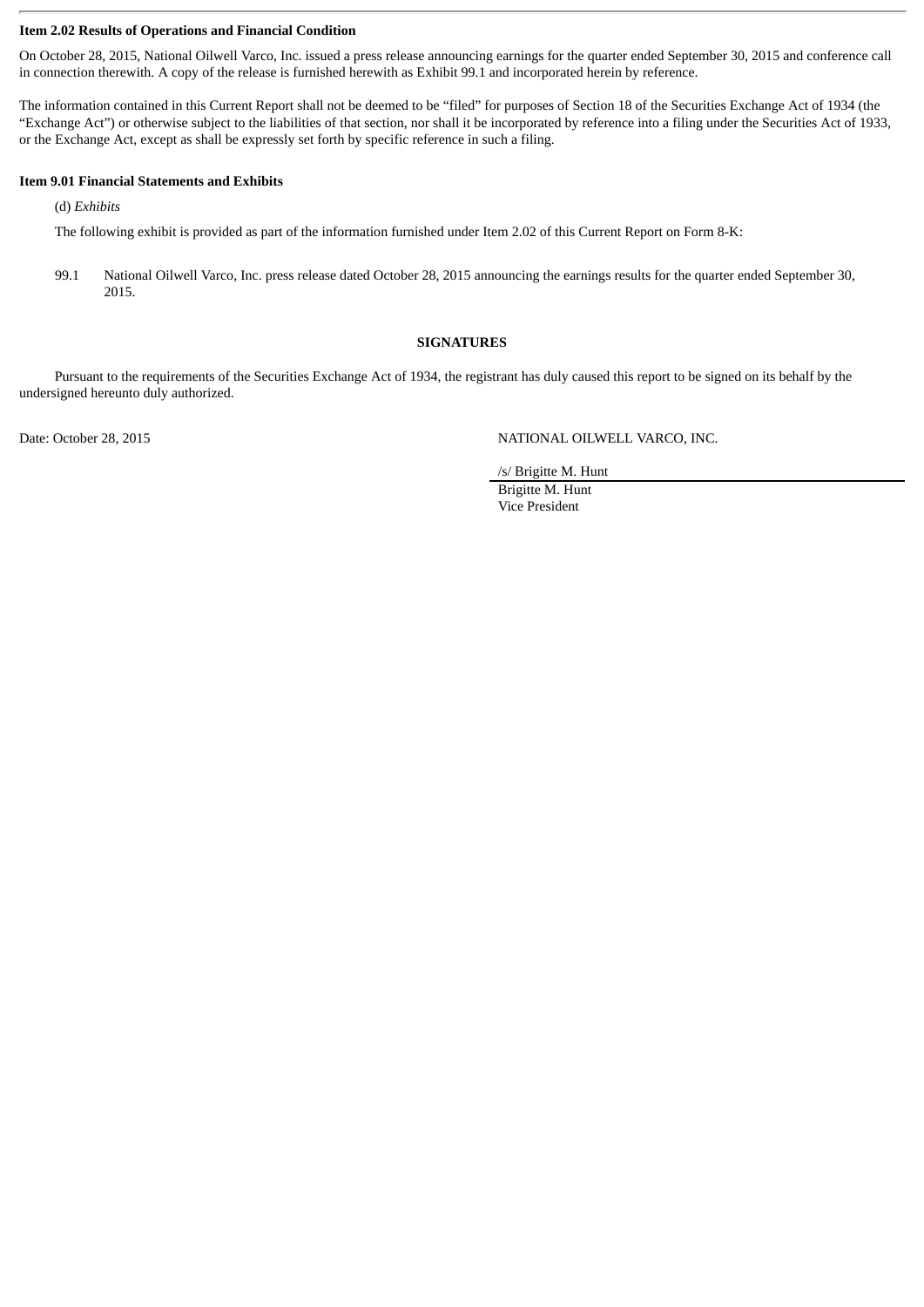**Item 2.02 Results of Operations and Financial Condition**

On October 28, 2015, National Oilwell Varco, Inc. issued a press release announcing earnings for the quarter ended September 30, 2015 and conference call in connection therewith. A copy of the release is furnished herewith as Exhibit 99.1 and incorporated herein by reference.

The information contained in this Current Report shall not be deemed to be "filed" for purposes of Section 18 of the Securities Exchange Act of 1934 (the "Exchange Act") or otherwise subject to the liabilities of that section, nor shall it be incorporated by reference into a filing under the Securities Act of 1933, or the Exchange Act, except as shall be expressly set forth by specific reference in such a filing.

**Item 9.01 Financial Statements and Exhibits**

(d) *Exhibits*

The following exhibit is provided as part of the information furnished under Item 2.02 of this Current Report on Form 8-K:

99.1 National Oilwell Varco, Inc. press release dated October 28, 2015 announcing the earnings results for the quarter ended September 30, 2015.

**SIGNATURES**

Pursuant to the requirements of the Securities Exchange Act of 1934, the registrant has duly caused this report to be signed on its behalf by the undersigned hereunto duly authorized.

Date: October 28, 2015

NATIONAL OILWELL VARCO, INC.

/s/ Brigitte M. Hunt

Brigitte M. Hunt
Vice President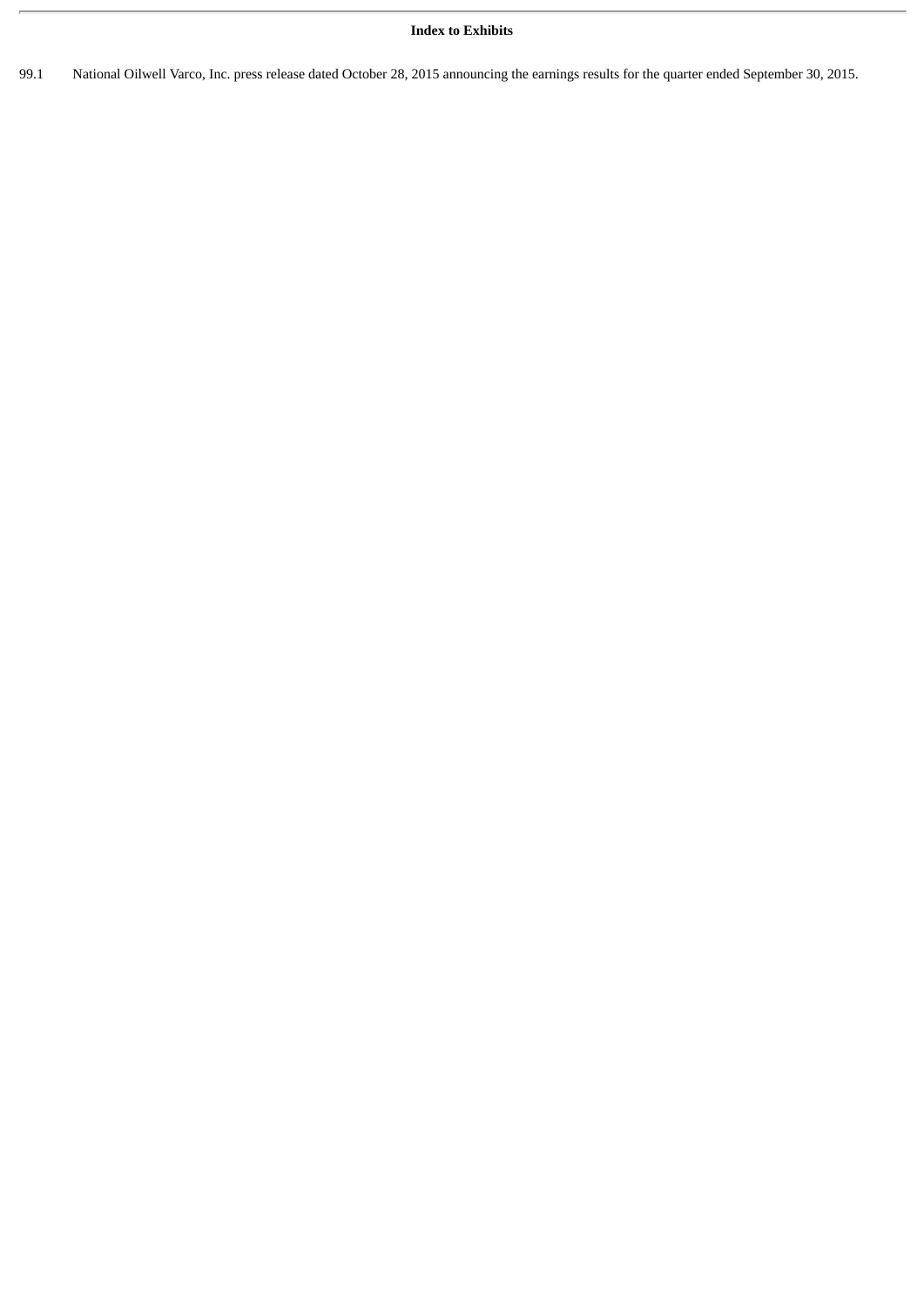**Index to Exhibits**

99.1 National Oilwell Varco, Inc. press release dated October 28, 2015 announcing the earnings results for the quarter ended September 30, 2015.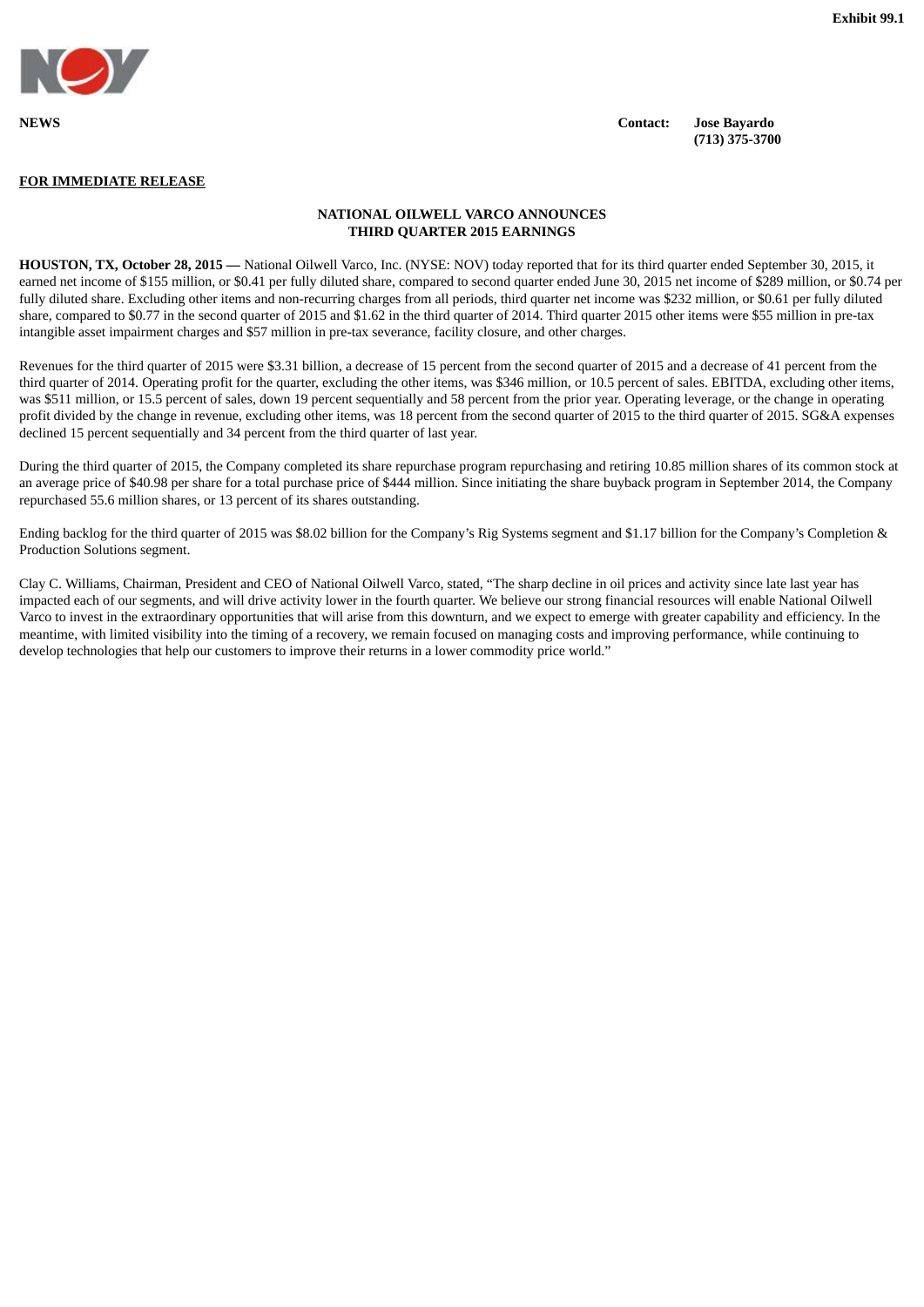Exhibit 99.1

**NEWS**

**Contact:** **Jose Bayardo**
**(713) 375-3700**

**FOR IMMEDIATE RELEASE**

## NATIONAL OILWELL VARCO ANNOUNCES THIRD QUARTER 2015 EARNINGS

**HOUSTON, TX, October 28, 2015 —** National Oilwell Varco, Inc. (NYSE: NOV) today reported that for its third quarter ended September 30, 2015, it earned net income of $155 million, or $0.41 per fully diluted share, compared to second quarter ended June 30, 2015 net income of $289 million, or $0.74 per fully diluted share. Excluding other items and non-recurring charges from all periods, third quarter net income was $232 million, or $0.61 per fully diluted share, compared to $0.77 in the second quarter of 2015 and $1.62 in the third quarter of 2014. Third quarter 2015 other items were $55 million in pre-tax intangible asset impairment charges and $57 million in pre-tax severance, facility closure, and other charges.

Revenues for the third quarter of 2015 were $3.31 billion, a decrease of 15 percent from the second quarter of 2015 and a decrease of 41 percent from the third quarter of 2014. Operating profit for the quarter, excluding the other items, was $346 million, or 10.5 percent of sales. EBITDA, excluding other items, was $511 million, or 15.5 percent of sales, down 19 percent sequentially and 58 percent from the prior year. Operating leverage, or the change in operating profit divided by the change in revenue, excluding other items, was 18 percent from the second quarter of 2015 to the third quarter of 2015. SG&A expenses declined 15 percent sequentially and 34 percent from the third quarter of last year.

During the third quarter of 2015, the Company completed its share repurchase program repurchasing and retiring 10.85 million shares of its common stock at an average price of $40.98 per share for a total purchase price of $444 million. Since initiating the share buyback program in September 2014, the Company repurchased 55.6 million shares, or 13 percent of its shares outstanding.

Ending backlog for the third quarter of 2015 was $8.02 billion for the Company's Rig Systems segment and $1.17 billion for the Company's Completion & Production Solutions segment.

Clay C. Williams, Chairman, President and CEO of National Oilwell Varco, stated, "The sharp decline in oil prices and activity since late last year has impacted each of our segments, and will drive activity lower in the fourth quarter. We believe our strong financial resources will enable National Oilwell Varco to invest in the extraordinary opportunities that will arise from this downturn, and we expect to emerge with greater capability and efficiency. In the meantime, with limited visibility into the timing of a recovery, we remain focused on managing costs and improving performance, while continuing to develop technologies that help our customers to improve their returns in a lower commodity price world."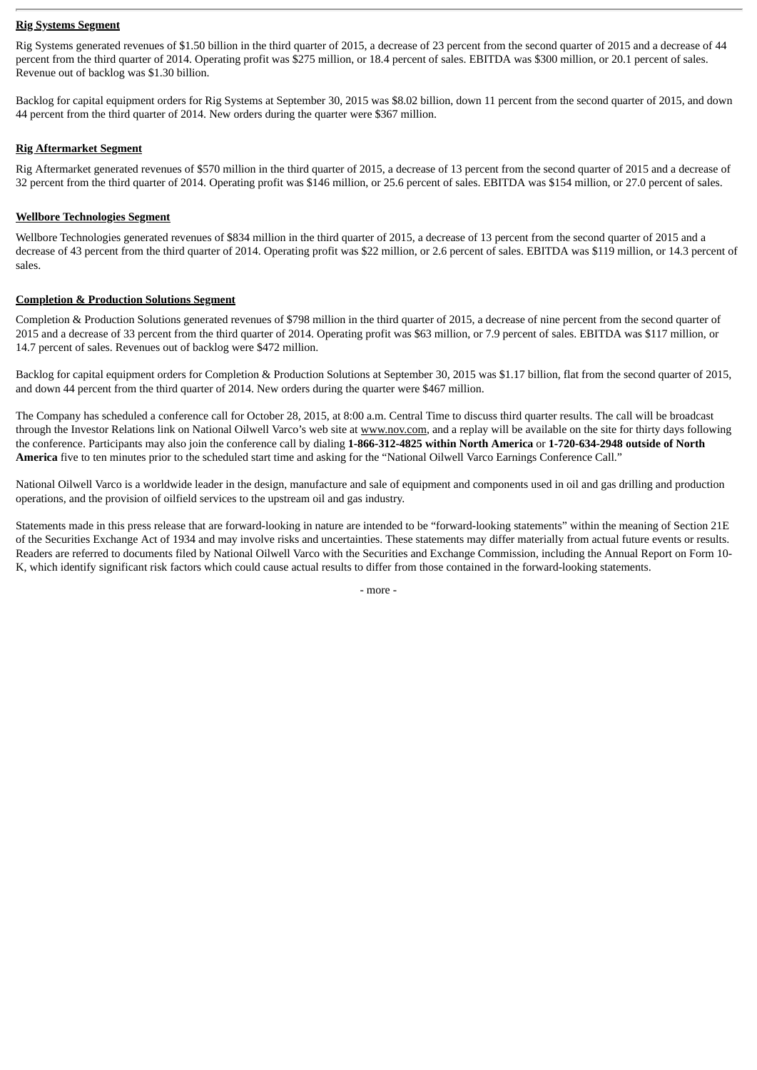**Rig Systems Segment**

Rig Systems generated revenues of $1.50 billion in the third quarter of 2015, a decrease of 23 percent from the second quarter of 2015 and a decrease of 44 percent from the third quarter of 2014. Operating profit was $275 million, or 18.4 percent of sales. EBITDA was $300 million, or 20.1 percent of sales. Revenue out of backlog was $1.30 billion.

Backlog for capital equipment orders for Rig Systems at September 30, 2015 was $8.02 billion, down 11 percent from the second quarter of 2015, and down 44 percent from the third quarter of 2014. New orders during the quarter were $367 million.

**Rig Aftermarket Segment**

Rig Aftermarket generated revenues of $570 million in the third quarter of 2015, a decrease of 13 percent from the second quarter of 2015 and a decrease of 32 percent from the third quarter of 2014. Operating profit was $146 million, or 25.6 percent of sales. EBITDA was $154 million, or 27.0 percent of sales.

**Wellbore Technologies Segment**

Wellbore Technologies generated revenues of $834 million in the third quarter of 2015, a decrease of 13 percent from the second quarter of 2015 and a decrease of 43 percent from the third quarter of 2014. Operating profit was $22 million, or 2.6 percent of sales. EBITDA was $119 million, or 14.3 percent of sales.

**Completion & Production Solutions Segment**

Completion & Production Solutions generated revenues of $798 million in the third quarter of 2015, a decrease of nine percent from the second quarter of 2015 and a decrease of 33 percent from the third quarter of 2014. Operating profit was $63 million, or 7.9 percent of sales. EBITDA was $117 million, or 14.7 percent of sales. Revenues out of backlog were $472 million.

Backlog for capital equipment orders for Completion & Production Solutions at September 30, 2015 was $1.17 billion, flat from the second quarter of 2015, and down 44 percent from the third quarter of 2014. New orders during the quarter were $467 million.

The Company has scheduled a conference call for October 28, 2015, at 8:00 a.m. Central Time to discuss third quarter results. The call will be broadcast through the Investor Relations link on National Oilwell Varco's web site at www.nov.com, and a replay will be available on the site for thirty days following the conference. Participants may also join the conference call by dialing **1-866-312-4825 within North America** or **1-720-634-2948 outside of North America** five to ten minutes prior to the scheduled start time and asking for the "National Oilwell Varco Earnings Conference Call."

National Oilwell Varco is a worldwide leader in the design, manufacture and sale of equipment and components used in oil and gas drilling and production operations, and the provision of oilfield services to the upstream oil and gas industry.

Statements made in this press release that are forward-looking in nature are intended to be "forward-looking statements" within the meaning of Section 21E of the Securities Exchange Act of 1934 and may involve risks and uncertainties. These statements may differ materially from actual future events or results. Readers are referred to documents filed by National Oilwell Varco with the Securities and Exchange Commission, including the Annual Report on Form 10-K, which identify significant risk factors which could cause actual results to differ from those contained in the forward-looking statements.

- more -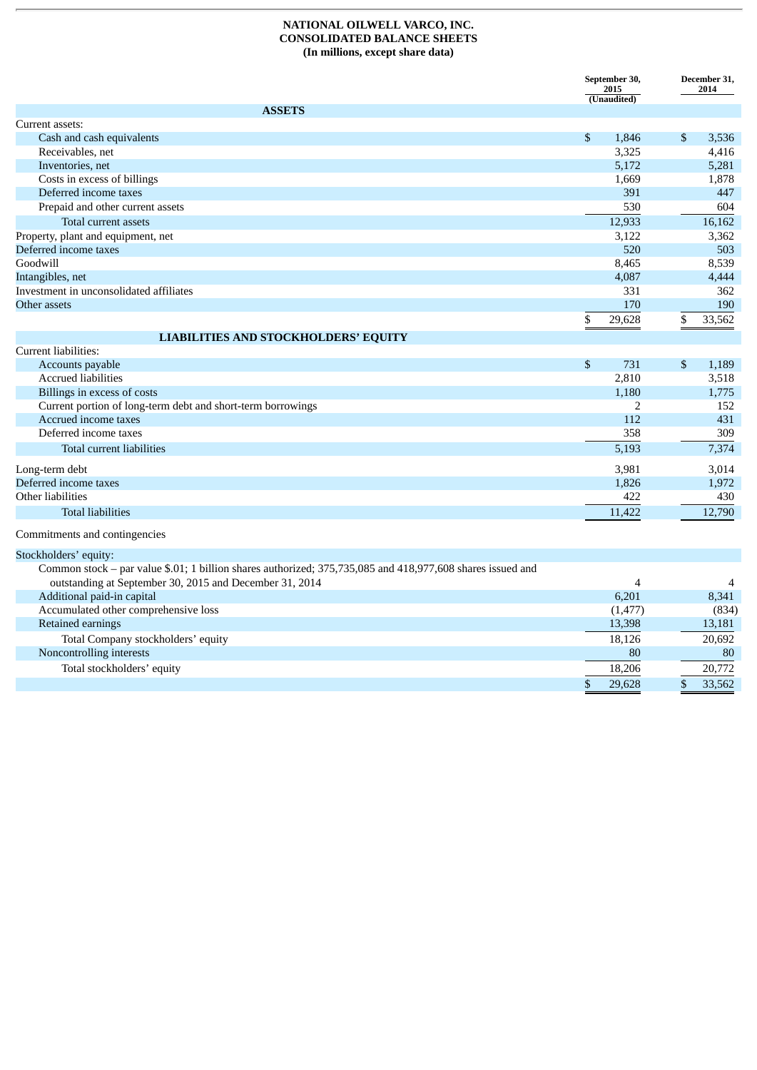**NATIONAL OILWELL VARCO, INC.**
**CONSOLIDATED BALANCE SHEETS**
**(In millions, except share data)**

| | September 30, 2015 (Unaudited) | December 31, 2014 |
|---|---|---|
| **ASSETS** | | |
| Current assets: | | |
| Cash and cash equivalents | $ 1,846 | $ 3,536 |
| Receivables, net | 3,325 | 4,416 |
| Inventories, net | 5,172 | 5,281 |
| Costs in excess of billings | 1,669 | 1,878 |
| Deferred income taxes | 391 | 447 |
| Prepaid and other current assets | 530 | 604 |
| Total current assets | 12,933 | 16,162 |
| Property, plant and equipment, net | 3,122 | 3,362 |
| Deferred income taxes | 520 | 503 |
| Goodwill | 8,465 | 8,539 |
| Intangibles, net | 4,087 | 4,444 |
| Investment in unconsolidated affiliates | 331 | 362 |
| Other assets | 170 | 190 |
| | $ 29,628 | $ 33,562 |
| **LIABILITIES AND STOCKHOLDERS' EQUITY** | | |
| Current liabilities: | | |
| Accounts payable | $ 731 | $ 1,189 |
| Accrued liabilities | 2,810 | 3,518 |
| Billings in excess of costs | 1,180 | 1,775 |
| Current portion of long-term debt and short-term borrowings | 2 | 152 |
| Accrued income taxes | 112 | 431 |
| Deferred income taxes | 358 | 309 |
| Total current liabilities | 5,193 | 7,374 |
| Long-term debt | 3,981 | 3,014 |
| Deferred income taxes | 1,826 | 1,972 |
| Other liabilities | 422 | 430 |
| Total liabilities | 11,422 | 12,790 |
| Commitments and contingencies | | |
| Stockholders' equity: | | |
| Common stock – par value $.01; 1 billion shares authorized; 375,735,085 and 418,977,608 shares issued and outstanding at September 30, 2015 and December 31, 2014 | 4 | 4 |
| Additional paid-in capital | 6,201 | 8,341 |
| Accumulated other comprehensive loss | (1,477) | (834) |
| Retained earnings | 13,398 | 13,181 |
| Total Company stockholders' equity | 18,126 | 20,692 |
| Noncontrolling interests | 80 | 80 |
| Total stockholders' equity | 18,206 | 20,772 |
| | $ 29,628 | $ 33,562 |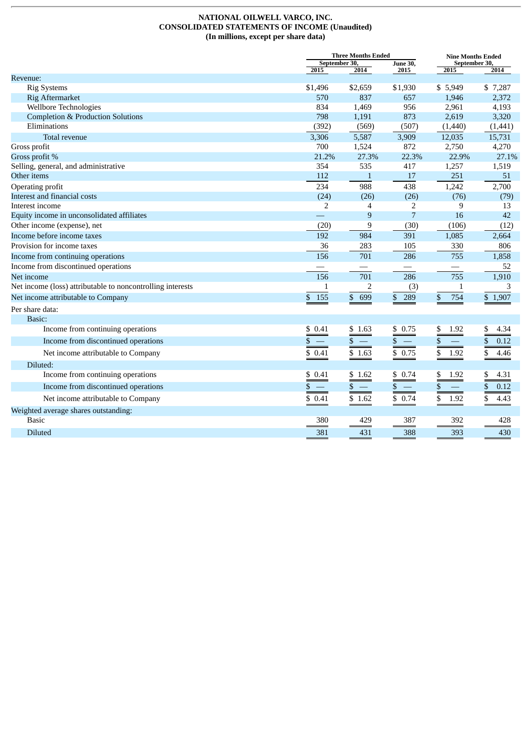**NATIONAL OILWELL VARCO, INC.**
**CONSOLIDATED STATEMENTS OF INCOME (Unaudited)**
**(In millions, except per share data)**

| | Three Months Ended September 30, 2015 | Three Months Ended September 30, 2014 | Three Months Ended June 30, 2015 | Nine Months Ended September 30, 2015 | Nine Months Ended September 30, 2014 |
|---|---|---|---|---|---|
| Revenue: | | | | | |
| Rig Systems | $1,496 | $2,659 | $1,930 | $ 5,949 | $ 7,287 |
| Rig Aftermarket | 570 | 837 | 657 | 1,946 | 2,372 |
| Wellbore Technologies | 834 | 1,469 | 956 | 2,961 | 4,193 |
| Completion & Production Solutions | 798 | 1,191 | 873 | 2,619 | 3,320 |
| Eliminations | (392) | (569) | (507) | (1,440) | (1,441) |
| Total revenue | 3,306 | 5,587 | 3,909 | 12,035 | 15,731 |
| Gross profit | 700 | 1,524 | 872 | 2,750 | 4,270 |
| Gross profit % | 21.2% | 27.3% | 22.3% | 22.9% | 27.1% |
| Selling, general, and administrative | 354 | 535 | 417 | 1,257 | 1,519 |
| Other items | 112 | 1 | 17 | 251 | 51 |
| Operating profit | 234 | 988 | 438 | 1,242 | 2,700 |
| Interest and financial costs | (24) | (26) | (26) | (76) | (79) |
| Interest income | 2 | 4 | 2 | 9 | 13 |
| Equity income in unconsolidated affiliates | — | 9 | 7 | 16 | 42 |
| Other income (expense), net | (20) | 9 | (30) | (106) | (12) |
| Income before income taxes | 192 | 984 | 391 | 1,085 | 2,664 |
| Provision for income taxes | 36 | 283 | 105 | 330 | 806 |
| Income from continuing operations | 156 | 701 | 286 | 755 | 1,858 |
| Income from discontinued operations | — | — | — | — | 52 |
| Net income | 156 | 701 | 286 | 755 | 1,910 |
| Net income (loss) attributable to noncontrolling interests | 1 | 2 | (3) | 1 | 3 |
| Net income attributable to Company | $ 155 | $ 699 | $ 289 | $ 754 | $ 1,907 |
| Per share data: | | | | | |
| Basic: | | | | | |
| Income from continuing operations | $ 0.41 | $ 1.63 | $ 0.75 | $ 1.92 | $ 4.34 |
| Income from discontinued operations | $ — | $ — | $ — | $ — | $ 0.12 |
| Net income attributable to Company | $ 0.41 | $ 1.63 | $ 0.75 | $ 1.92 | $ 4.46 |
| Diluted: | | | | | |
| Income from continuing operations | $ 0.41 | $ 1.62 | $ 0.74 | $ 1.92 | $ 4.31 |
| Income from discontinued operations | $ — | $ — | $ — | $ — | $ 0.12 |
| Net income attributable to Company | $ 0.41 | $ 1.62 | $ 0.74 | $ 1.92 | $ 4.43 |
| Weighted average shares outstanding: | | | | | |
| Basic | 380 | 429 | 387 | 392 | 428 |
| Diluted | 381 | 431 | 388 | 393 | 430 |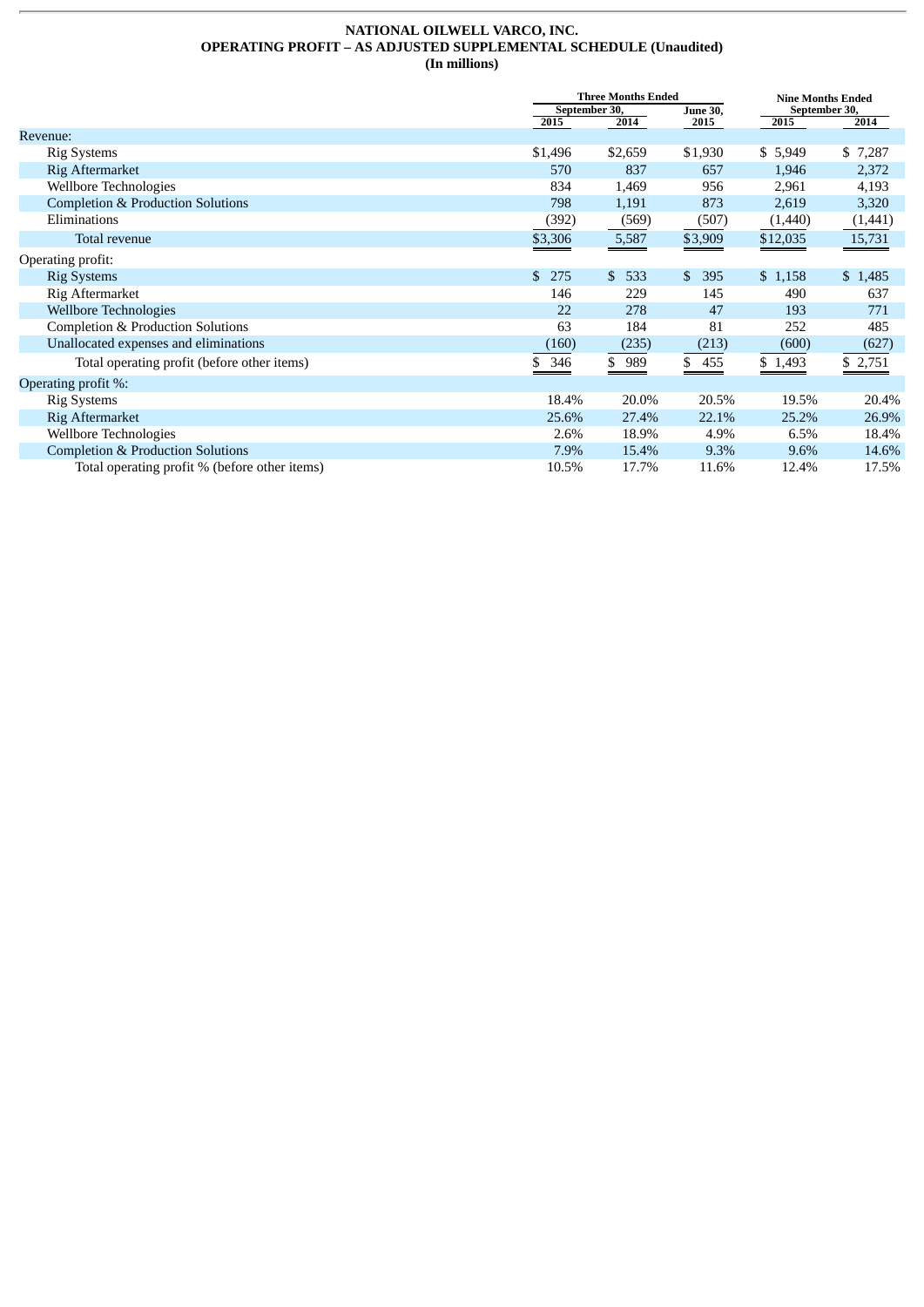**NATIONAL OILWELL VARCO, INC.**
**OPERATING PROFIT – AS ADJUSTED SUPPLEMENTAL SCHEDULE (Unaudited)**
**(In millions)**

| | Three Months Ended September 30, | | Three Months Ended June 30, | Nine Months Ended September 30, | |
|---|---|---|---|---|---|
| | 2015 | 2014 | 2015 | 2015 | 2014 |
| Revenue: | | | | | |
| Rig Systems | $1,496 | $2,659 | $1,930 | $ 5,949 | $ 7,287 |
| Rig Aftermarket | 570 | 837 | 657 | 1,946 | 2,372 |
| Wellbore Technologies | 834 | 1,469 | 956 | 2,961 | 4,193 |
| Completion & Production Solutions | 798 | 1,191 | 873 | 2,619 | 3,320 |
| Eliminations | (392) | (569) | (507) | (1,440) | (1,441) |
| Total revenue | $3,306 | 5,587 | $3,909 | $12,035 | 15,731 |
| Operating profit: | | | | | |
| Rig Systems | $ 275 | $ 533 | $ 395 | $ 1,158 | $ 1,485 |
| Rig Aftermarket | 146 | 229 | 145 | 490 | 637 |
| Wellbore Technologies | 22 | 278 | 47 | 193 | 771 |
| Completion & Production Solutions | 63 | 184 | 81 | 252 | 485 |
| Unallocated expenses and eliminations | (160) | (235) | (213) | (600) | (627) |
| Total operating profit (before other items) | $ 346 | $ 989 | $ 455 | $ 1,493 | $ 2,751 |
| Operating profit %: | | | | | |
| Rig Systems | 18.4% | 20.0% | 20.5% | 19.5% | 20.4% |
| Rig Aftermarket | 25.6% | 27.4% | 22.1% | 25.2% | 26.9% |
| Wellbore Technologies | 2.6% | 18.9% | 4.9% | 6.5% | 18.4% |
| Completion & Production Solutions | 7.9% | 15.4% | 9.3% | 9.6% | 14.6% |
| Total operating profit % (before other items) | 10.5% | 17.7% | 11.6% | 12.4% | 17.5% |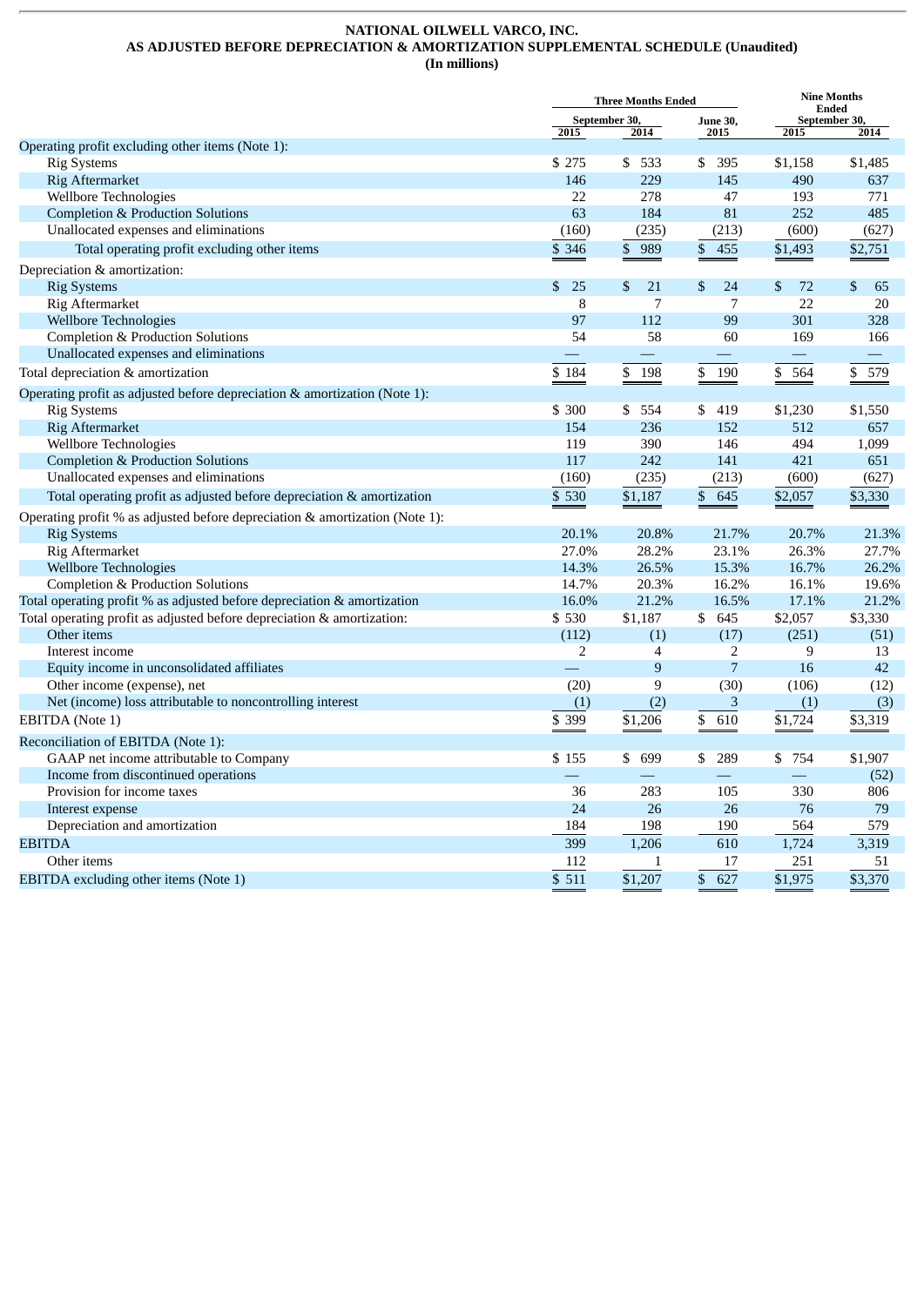**NATIONAL OILWELL VARCO, INC.**
**AS ADJUSTED BEFORE DEPRECIATION & AMORTIZATION SUPPLEMENTAL SCHEDULE (Unaudited)**
**(In millions)**

| | Three Months Ended | | | Nine Months Ended | |
|---|---|---|---|---|---|
| | September 30, | | June 30, | September 30, | |
| | 2015 | 2014 | 2015 | 2015 | 2014 |
| Operating profit excluding other items (Note 1): | | | | | |
| Rig Systems | $ 275 | $ 533 | $ 395 | $1,158 | $1,485 |
| Rig Aftermarket | 146 | 229 | 145 | 490 | 637 |
| Wellbore Technologies | 22 | 278 | 47 | 193 | 771 |
| Completion & Production Solutions | 63 | 184 | 81 | 252 | 485 |
| Unallocated expenses and eliminations | (160) | (235) | (213) | (600) | (627) |
| Total operating profit excluding other items | $ 346 | $ 989 | $ 455 | $1,493 | $2,751 |
| Depreciation & amortization: | | | | | |
| Rig Systems | $ 25 | $ 21 | $ 24 | $ 72 | $ 65 |
| Rig Aftermarket | 8 | 7 | 7 | 22 | 20 |
| Wellbore Technologies | 97 | 112 | 99 | 301 | 328 |
| Completion & Production Solutions | 54 | 58 | 60 | 169 | 166 |
| Unallocated expenses and eliminations | — | — | — | — | — |
| Total depreciation & amortization | $ 184 | $ 198 | $ 190 | $ 564 | $ 579 |
| Operating profit as adjusted before depreciation & amortization (Note 1): | | | | | |
| Rig Systems | $ 300 | $ 554 | $ 419 | $1,230 | $1,550 |
| Rig Aftermarket | 154 | 236 | 152 | 512 | 657 |
| Wellbore Technologies | 119 | 390 | 146 | 494 | 1,099 |
| Completion & Production Solutions | 117 | 242 | 141 | 421 | 651 |
| Unallocated expenses and eliminations | (160) | (235) | (213) | (600) | (627) |
| Total operating profit as adjusted before depreciation & amortization | $ 530 | $1,187 | $ 645 | $2,057 | $3,330 |
| Operating profit % as adjusted before depreciation & amortization (Note 1): | | | | | |
| Rig Systems | 20.1% | 20.8% | 21.7% | 20.7% | 21.3% |
| Rig Aftermarket | 27.0% | 28.2% | 23.1% | 26.3% | 27.7% |
| Wellbore Technologies | 14.3% | 26.5% | 15.3% | 16.7% | 26.2% |
| Completion & Production Solutions | 14.7% | 20.3% | 16.2% | 16.1% | 19.6% |
| Total operating profit % as adjusted before depreciation & amortization | 16.0% | 21.2% | 16.5% | 17.1% | 21.2% |
| Total operating profit as adjusted before depreciation & amortization: | $ 530 | $1,187 | $ 645 | $2,057 | $3,330 |
| Other items | (112) | (1) | (17) | (251) | (51) |
| Interest income | 2 | 4 | 2 | 9 | 13 |
| Equity income in unconsolidated affiliates | — | 9 | 7 | 16 | 42 |
| Other income (expense), net | (20) | 9 | (30) | (106) | (12) |
| Net (income) loss attributable to noncontrolling interest | (1) | (2) | 3 | (1) | (3) |
| EBITDA (Note 1) | $ 399 | $1,206 | $ 610 | $1,724 | $3,319 |
| Reconciliation of EBITDA (Note 1): | | | | | |
| GAAP net income attributable to Company | $ 155 | $ 699 | $ 289 | $ 754 | $1,907 |
| Income from discontinued operations | — | — | — | — | (52) |
| Provision for income taxes | 36 | 283 | 105 | 330 | 806 |
| Interest expense | 24 | 26 | 26 | 76 | 79 |
| Depreciation and amortization | 184 | 198 | 190 | 564 | 579 |
| EBITDA | 399 | 1,206 | 610 | 1,724 | 3,319 |
| Other items | 112 | 1 | 17 | 251 | 51 |
| EBITDA excluding other items (Note 1) | $ 511 | $1,207 | $ 627 | $1,975 | $3,370 |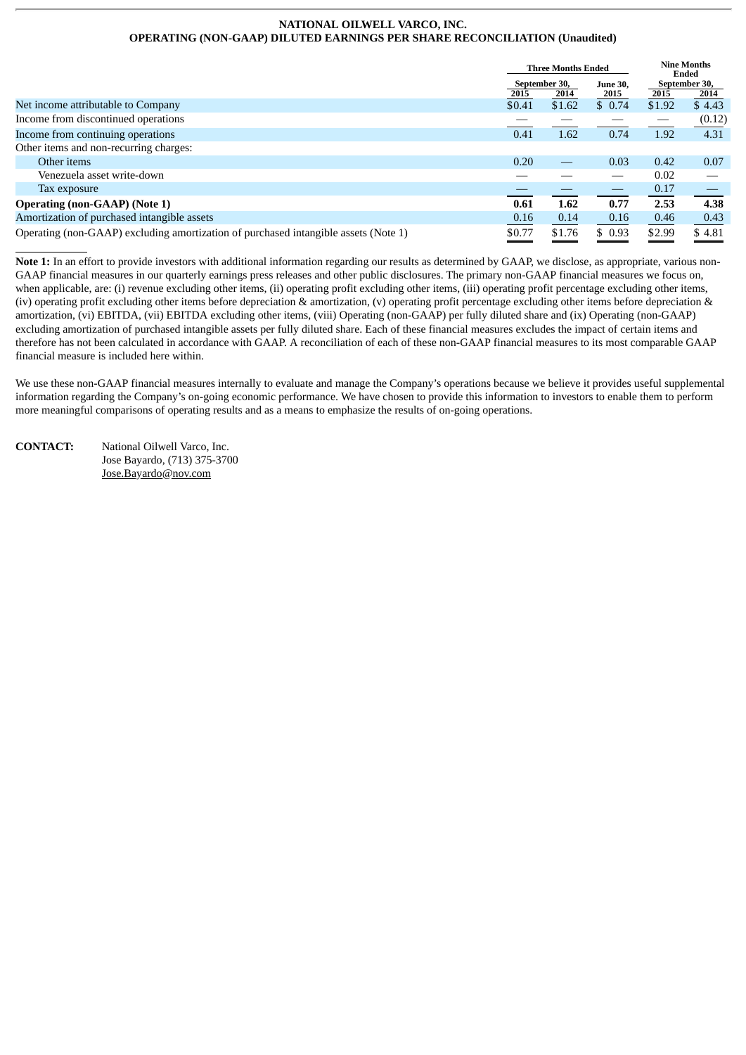**NATIONAL OILWELL VARCO, INC.**
**OPERATING (NON-GAAP) DILUTED EARNINGS PER SHARE RECONCILIATION (Unaudited)**

| | Three Months Ended | | | Nine Months Ended | |
|---|---|---|---|---|---|
| | September 30, | | June 30, | September 30, | |
| | 2015 | 2014 | 2015 | 2015 | 2014 |
| Net income attributable to Company | $0.41 | $1.62 | $ 0.74 | $1.92 | $ 4.43 |
| Income from discontinued operations | — | — | — | — | (0.12) |
| Income from continuing operations | 0.41 | 1.62 | 0.74 | 1.92 | 4.31 |
| Other items and non-recurring charges: | | | | | |
| Other items | 0.20 | — | 0.03 | 0.42 | 0.07 |
| Venezuela asset write-down | — | — | — | 0.02 | — |
| Tax exposure | — | — | — | 0.17 | — |
| **Operating (non-GAAP) (Note 1)** | **0.61** | **1.62** | **0.77** | **2.53** | **4.38** |
| Amortization of purchased intangible assets | 0.16 | 0.14 | 0.16 | 0.46 | 0.43 |
| Operating (non-GAAP) excluding amortization of purchased intangible assets (Note 1) | $0.77 | $1.76 | $ 0.93 | $2.99 | $ 4.81 |

**Note 1:** In an effort to provide investors with additional information regarding our results as determined by GAAP, we disclose, as appropriate, various non-GAAP financial measures in our quarterly earnings press releases and other public disclosures. The primary non-GAAP financial measures we focus on, when applicable, are: (i) revenue excluding other items, (ii) operating profit excluding other items, (iii) operating profit percentage excluding other items, (iv) operating profit excluding other items before depreciation & amortization, (v) operating profit percentage excluding other items before depreciation & amortization, (vi) EBITDA, (vii) EBITDA excluding other items, (viii) Operating (non-GAAP) per fully diluted share and (ix) Operating (non-GAAP) excluding amortization of purchased intangible assets per fully diluted share. Each of these financial measures excludes the impact of certain items and therefore has not been calculated in accordance with GAAP. A reconciliation of each of these non-GAAP financial measures to its most comparable GAAP financial measure is included here within.

We use these non-GAAP financial measures internally to evaluate and manage the Company's operations because we believe it provides useful supplemental information regarding the Company's on-going economic performance. We have chosen to provide this information to investors to enable them to perform more meaningful comparisons of operating results and as a means to emphasize the results of on-going operations.

**CONTACT:** National Oilwell Varco, Inc.
Jose Bayardo, (713) 375-3700
Jose.Bayardo@nov.com